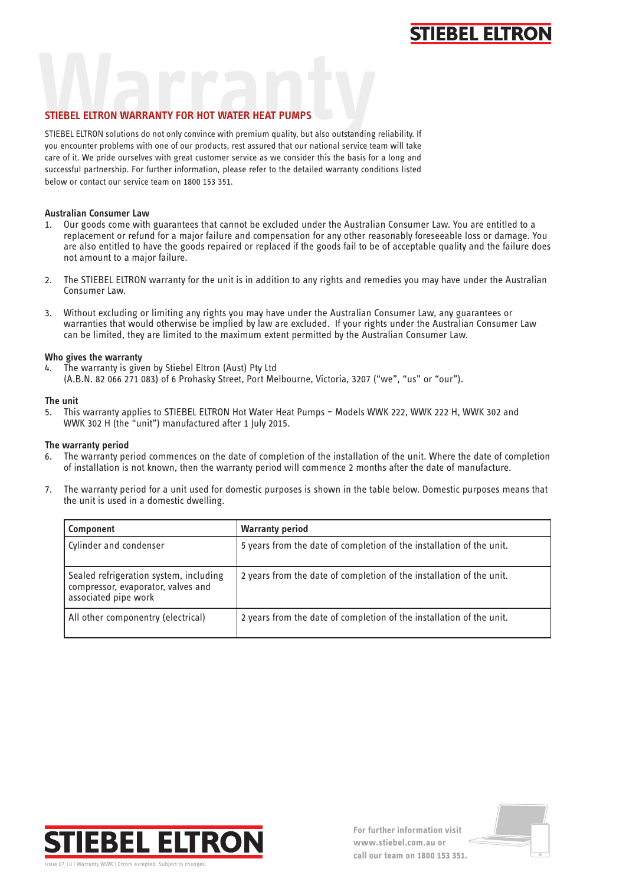# Warranty

## STIEBEL ELTRON WARRANTY FOR HOT WATER HEAT PUMPS

STIEBEL ELTRON solutions do not only convince with premium quality, but also outstanding reliability. If you encounter problems with one of our products, rest assured that our national service team will take care of it. We pride ourselves with great customer service as we consider this the basis for a long and successful partnership. For further information, please refer to the detailed warranty conditions listed below or contact our service team on 1800 153 351.

### Australian Consumer Law

1. Our goods come with guarantees that cannot be excluded under the Australian Consumer Law. You are entitled to a replacement or refund for a major failure and compensation for any other reasonably foreseeable loss or damage. You are also entitled to have the goods repaired or replaced if the goods fail to be of acceptable quality and the failure does not amount to a major failure.

2. The STIEBEL ELTRON warranty for the unit is in addition to any rights and remedies you may have under the Australian Consumer Law.

3. Without excluding or limiting any rights you may have under the Australian Consumer Law, any guarantees or warranties that would otherwise be implied by law are excluded. If your rights under the Australian Consumer Law can be limited, they are limited to the maximum extent permitted by the Australian Consumer Law.

### Who gives the warranty

4. The warranty is given by Stiebel Eltron (Aust) Pty Ltd (A.B.N. 82 066 271 083) of 6 Prohasky Street, Port Melbourne, Victoria, 3207 ("we", "us" or "our").

### The unit

5. This warranty applies to STIEBEL ELTRON Hot Water Heat Pumps – Models WWK 222, WWK 222 H, WWK 302 and WWK 302 H (the "unit") manufactured after 1 July 2015.

### The warranty period

6. The warranty period commences on the date of completion of the installation of the unit. Where the date of completion of installation is not known, then the warranty period will commence 2 months after the date of manufacture.

7. The warranty period for a unit used for domestic purposes is shown in the table below. Domestic purposes means that the unit is used in a domestic dwelling.

| Component | Warranty period |
|---|---|
| Cylinder and condenser | 5 years from the date of completion of the installation of the unit. |
| Sealed refrigeration system, including compressor, evaporator, valves and associated pipe work | 2 years from the date of completion of the installation of the unit. |
| All other componentry (electrical) | 2 years from the date of completion of the installation of the unit. |

Issue 07_18 | Warranty WWK | Errors excepted. Subject to changes.

For further information visit www.stiebel.com.au or call our team on 1800 153 351.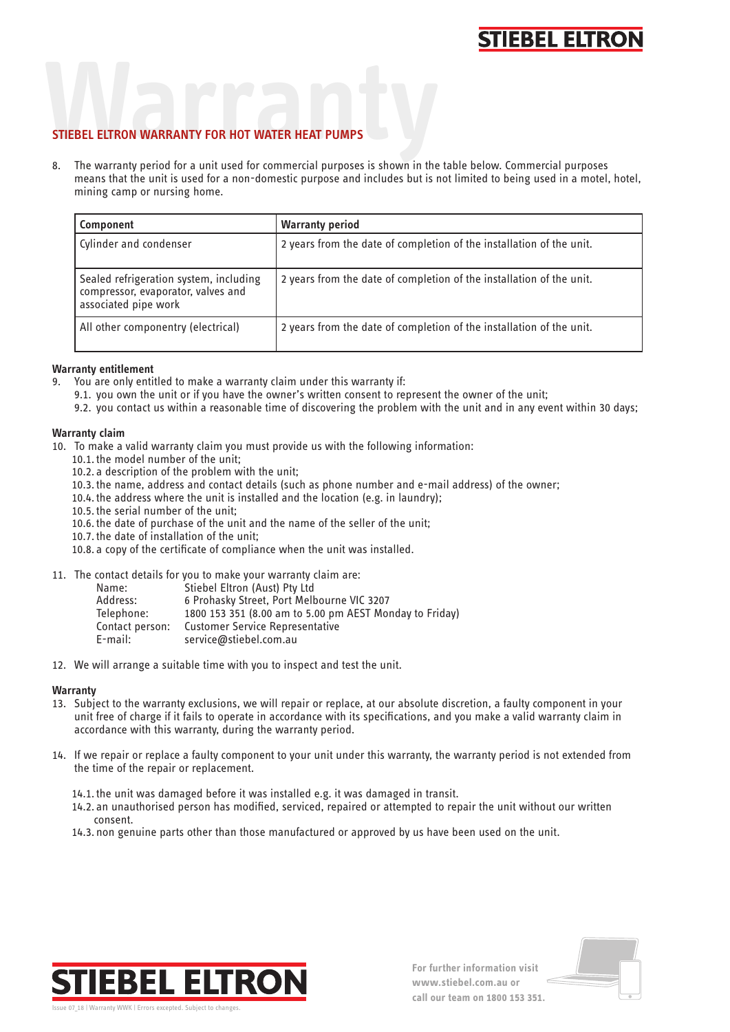## STIEBEL ELTRON WARRANTY FOR HOT WATER HEAT PUMPS

8. The warranty period for a unit used for commercial purposes is shown in the table below. Commercial purposes means that the unit is used for a non-domestic purpose and includes but is not limited to being used in a motel, hotel, mining camp or nursing home.

| Component | Warranty period |
|---|---|
| Cylinder and condenser | 2 years from the date of completion of the installation of the unit. |
| Sealed refrigeration system, including compressor, evaporator, valves and associated pipe work | 2 years from the date of completion of the installation of the unit. |
| All other componentry (electrical) | 2 years from the date of completion of the installation of the unit. |

**Warranty entitlement**

9. You are only entitled to make a warranty claim under this warranty if:
   9.1. you own the unit or if you have the owner's written consent to represent the owner of the unit;
   9.2. you contact us within a reasonable time of discovering the problem with the unit and in any event within 30 days;

**Warranty claim**

10. To make a valid warranty claim you must provide us with the following information:
   10.1. the model number of the unit;
   10.2. a description of the problem with the unit;
   10.3. the name, address and contact details (such as phone number and e-mail address) of the owner;
   10.4. the address where the unit is installed and the location (e.g. in laundry);
   10.5. the serial number of the unit;
   10.6. the date of purchase of the unit and the name of the seller of the unit;
   10.7. the date of installation of the unit;
   10.8. a copy of the certificate of compliance when the unit was installed.

11. The contact details for you to make your warranty claim are:

    Name: Stiebel Eltron (Aust) Pty Ltd
    Address: 6 Prohasky Street, Port Melbourne VIC 3207
    Telephone: 1800 153 351 (8.00 am to 5.00 pm AEST Monday to Friday)
    Contact person: Customer Service Representative
    E-mail: service@stiebel.com.au

12. We will arrange a suitable time with you to inspect and test the unit.

**Warranty**

13. Subject to the warranty exclusions, we will repair or replace, at our absolute discretion, a faulty component in your unit free of charge if it fails to operate in accordance with its specifications, and you make a valid warranty claim in accordance with this warranty, during the warranty period.

14. If we repair or replace a faulty component to your unit under this warranty, the warranty period is not extended from the time of the repair or replacement.

   14.1. the unit was damaged before it was installed e.g. it was damaged in transit.
   14.2. an unauthorised person has modified, serviced, repaired or attempted to repair the unit without our written consent.
   14.3. non genuine parts other than those manufactured or approved by us have been used on the unit.

Issue 07_18 | Warranty WWK | Errors excepted. Subject to changes.

For further information visit www.stiebel.com.au or call our team on 1800 153 351.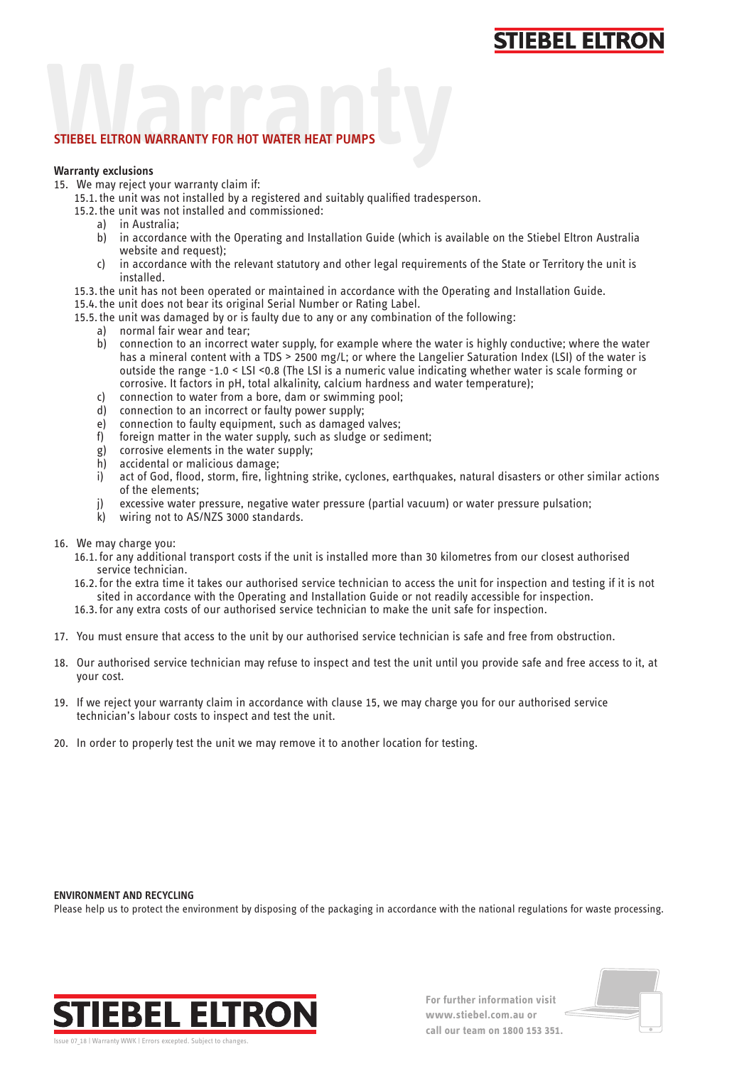# Warranty

## STIEBEL ELTRON WARRANTY FOR HOT WATER HEAT PUMPS

### Warranty exclusions

15. We may reject your warranty claim if:
    - 15.1. the unit was not installed by a registered and suitably qualified tradesperson.
    - 15.2. the unit was not installed and commissioned:
        - a) in Australia;
        - b) in accordance with the Operating and Installation Guide (which is available on the Stiebel Eltron Australia website and request);
        - c) in accordance with the relevant statutory and other legal requirements of the State or Territory the unit is installed.
    - 15.3. the unit has not been operated or maintained in accordance with the Operating and Installation Guide.
    - 15.4. the unit does not bear its original Serial Number or Rating Label.
    - 15.5. the unit was damaged by or is faulty due to any or any combination of the following:
        - a) normal fair wear and tear;
        - b) connection to an incorrect water supply, for example where the water is highly conductive; where the water has a mineral content with a TDS > 2500 mg/L; or where the Langelier Saturation Index (LSI) of the water is outside the range -1.0 < LSI <0.8 (The LSI is a numeric value indicating whether water is scale forming or corrosive. It factors in pH, total alkalinity, calcium hardness and water temperature);
        - c) connection to water from a bore, dam or swimming pool;
        - d) connection to an incorrect or faulty power supply;
        - e) connection to faulty equipment, such as damaged valves;
        - f) foreign matter in the water supply, such as sludge or sediment;
        - g) corrosive elements in the water supply;
        - h) accidental or malicious damage;
        - i) act of God, flood, storm, fire, lightning strike, cyclones, earthquakes, natural disasters or other similar actions of the elements;
        - j) excessive water pressure, negative water pressure (partial vacuum) or water pressure pulsation;
        - k) wiring not to AS/NZS 3000 standards.

16. We may charge you:
    - 16.1. for any additional transport costs if the unit is installed more than 30 kilometres from our closest authorised service technician.
    - 16.2. for the extra time it takes our authorised service technician to access the unit for inspection and testing if it is not sited in accordance with the Operating and Installation Guide or not readily accessible for inspection.
    - 16.3. for any extra costs of our authorised service technician to make the unit safe for inspection.

17. You must ensure that access to the unit by our authorised service technician is safe and free from obstruction.

18. Our authorised service technician may refuse to inspect and test the unit until you provide safe and free access to it, at your cost.

19. If we reject your warranty claim in accordance with clause 15, we may charge you for our authorised service technician's labour costs to inspect and test the unit.

20. In order to properly test the unit we may remove it to another location for testing.

### ENVIRONMENT AND RECYCLING

Please help us to protect the environment by disposing of the packaging in accordance with the national regulations for waste processing.

STIEBEL ELTRON

Issue 07_18 | Warranty WWK | Errors excepted. Subject to changes.

**For further information visit www.stiebel.com.au or call our team on 1800 153 351.**